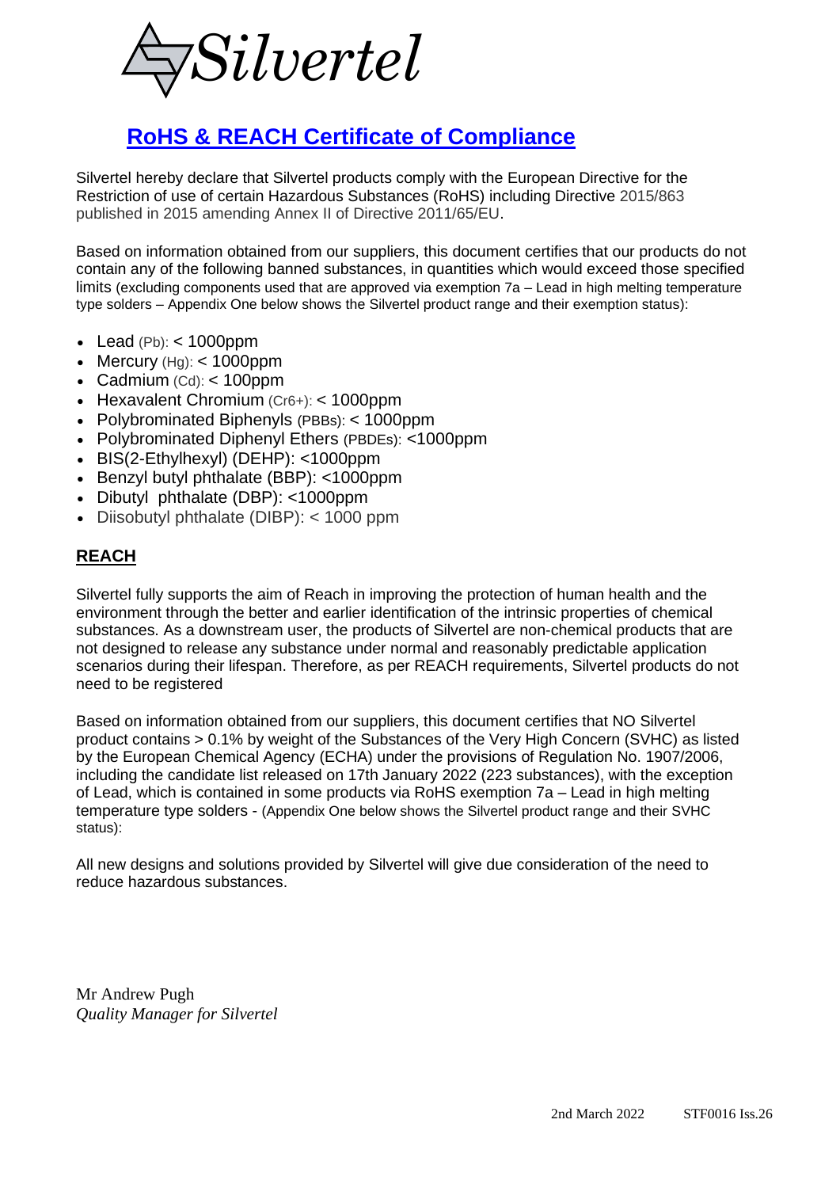Silvertel

# RoHS & REACH Certificate of Compliance

Silvertel hereby declare that Silvertel products comply with the European Directive for the Restriction of use of certain Hazardous Substances (RoHS) including Directive 2015/863 published in 2015 amending Annex II of Directive 2011/65/EU.

Based on information obtained from our suppliers, this document certifies that our products do not contain any of the following banned substances, in quantities which would exceed those specified limits (excluding components used that are approved via exemption 7a – Lead in high melting temperature type solders – Appendix One below shows the Silvertel product range and their exemption status):

- Lead (Pb): < 1000ppm
- Mercury (Hg): < 1000ppm
- Cadmium (Cd): < 100ppm
- Hexavalent Chromium (Cr6+): < 1000ppm
- Polybrominated Biphenyls (PBBs): < 1000ppm
- Polybrominated Diphenyl Ethers (PBDEs): <1000ppm
- BIS(2-Ethylhexyl) (DEHP): <1000ppm
- Benzyl butyl phthalate (BBP): <1000ppm
- Dibutyl phthalate (DBP): <1000ppm
- Diisobutyl phthalate (DIBP): < 1000 ppm

## REACH

Silvertel fully supports the aim of Reach in improving the protection of human health and the environment through the better and earlier identification of the intrinsic properties of chemical substances. As a downstream user, the products of Silvertel are non-chemical products that are not designed to release any substance under normal and reasonably predictable application scenarios during their lifespan. Therefore, as per REACH requirements, Silvertel products do not need to be registered

Based on information obtained from our suppliers, this document certifies that NO Silvertel product contains > 0.1% by weight of the Substances of the Very High Concern (SVHC) as listed by the European Chemical Agency (ECHA) under the provisions of Regulation No. 1907/2006, including the candidate list released on 17th January 2022 (223 substances), with the exception of Lead, which is contained in some products via RoHS exemption 7a – Lead in high melting temperature type solders - (Appendix One below shows the Silvertel product range and their SVHC status):

All new designs and solutions provided by Silvertel will give due consideration of the need to reduce hazardous substances.

Mr Andrew Pugh
*Quality Manager for Silvertel*

2nd March 2022 STF0016 Iss.26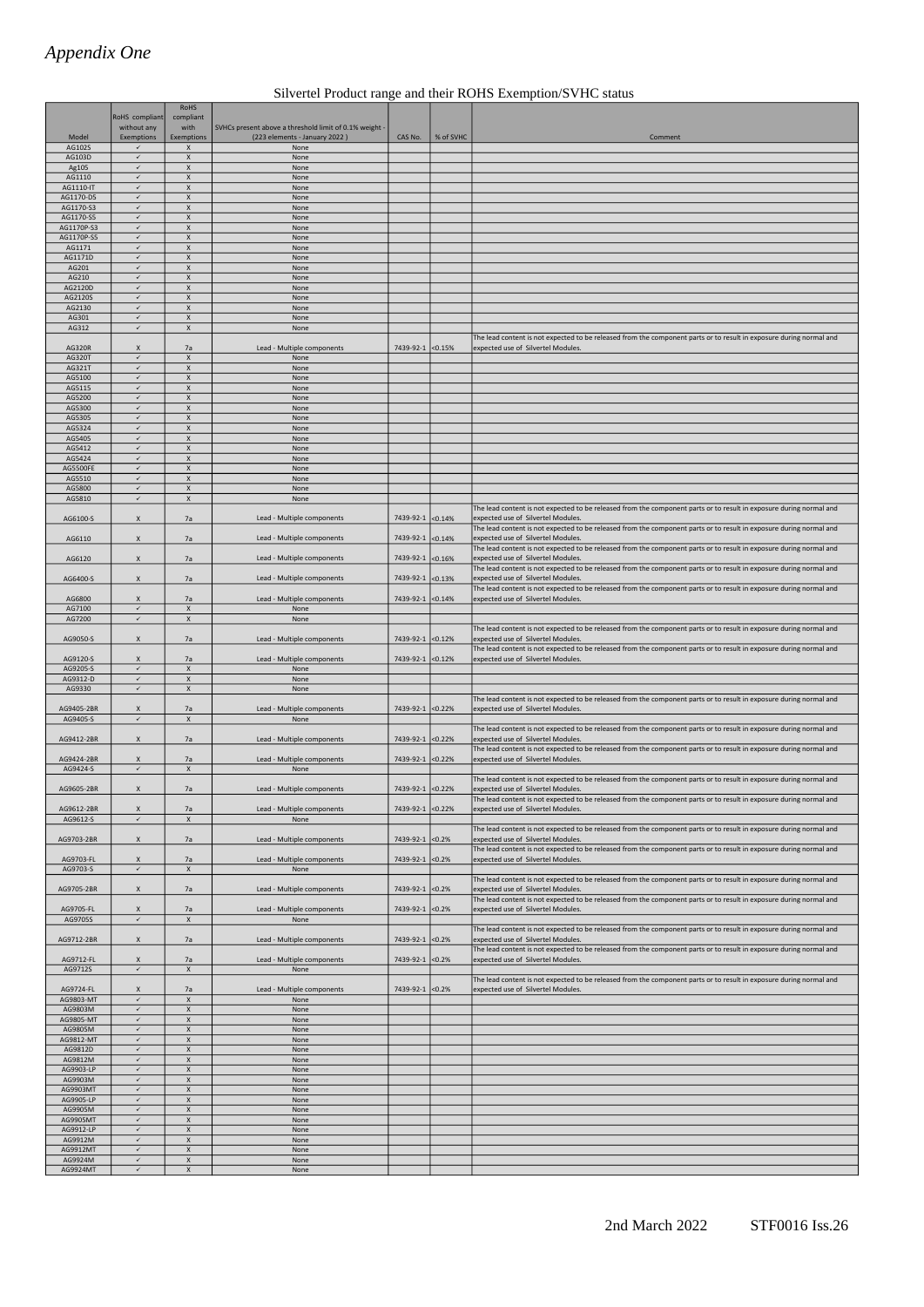# *Appendix One*

Silvertel Product range and their ROHS Exemption/SVHC status

| Model | RoHS compliant without any Exemptions | RoHS compliant with Exemptions | SVHCs present above a threshold limit of 0.1% weight - (223 elements - January 2022 ) | CAS No. | % of SVHC | Comment |
|---|---|---|---|---|---|---|
| AG102S | ✓ | X | None | | | |
| AG103D | ✓ | X | None | | | |
| Ag105 | ✓ | X | None | | | |
| AG1110 | ✓ | X | None | | | |
| AG1110-IT | ✓ | X | None | | | |
| AG1170-D5 | ✓ | X | None | | | |
| AG1170-S3 | ✓ | X | None | | | |
| AG1170-S5 | ✓ | X | None | | | |
| AG1170P-S3 | ✓ | X | None | | | |
| AG1170P-S5 | ✓ | X | None | | | |
| AG1171 | ✓ | X | None | | | |
| AG1171D | ✓ | X | None | | | |
| AG201 | ✓ | X | None | | | |
| AG210 | ✓ | X | None | | | |
| AG2120D | ✓ | X | None | | | |
| AG2120S | ✓ | X | None | | | |
| AG2130 | ✓ | X | None | | | |
| AG301 | ✓ | X | None | | | |
| AG312 | ✓ | X | None | | | |
| AG320R | X | 7a | Lead - Multiple components | 7439-92-1 | <0.15% | The lead content is not expected to be released from the component parts or to result in exposure during normal and expected use of Silvertel Modules. |
| AG320T | ✓ | X | None | | | |
| AG321T | ✓ | X | None | | | |
| AG5100 | ✓ | X | None | | | |
| AG5115 | ✓ | X | None | | | |
| AG5200 | ✓ | X | None | | | |
| AG5300 | ✓ | X | None | | | |
| AG5305 | ✓ | X | None | | | |
| AG5324 | ✓ | X | None | | | |
| AG5405 | ✓ | X | None | | | |
| AG5412 | ✓ | X | None | | | |
| AG5424 | ✓ | X | None | | | |
| AG5500FE | ✓ | X | None | | | |
| AG5510 | ✓ | X | None | | | |
| AG5800 | ✓ | X | None | | | |
| AG5810 | ✓ | X | None | | | |
| AG6100-S | X | 7a | Lead - Multiple components | 7439-92-1 | <0.14% | The lead content is not expected to be released from the component parts or to result in exposure during normal and expected use of Silvertel Modules. |
| AG6110 | X | 7a | Lead - Multiple components | 7439-92-1 | <0.14% | The lead content is not expected to be released from the component parts or to result in exposure during normal and expected use of Silvertel Modules. |
| AG6120 | X | 7a | Lead - Multiple components | 7439-92-1 | <0.16% | The lead content is not expected to be released from the component parts or to result in exposure during normal and expected use of Silvertel Modules. |
| AG6400-S | X | 7a | Lead - Multiple components | 7439-92-1 | <0.13% | The lead content is not expected to be released from the component parts or to result in exposure during normal and expected use of Silvertel Modules. |
| AG6800 | X | 7a | Lead - Multiple components | 7439-92-1 | <0.14% | The lead content is not expected to be released from the component parts or to result in exposure during normal and expected use of Silvertel Modules. |
| AG7100 | ✓ | X | None | | | |
| AG7200 | ✓ | X | None | | | |
| AG9050-S | X | 7a | Lead - Multiple components | 7439-92-1 | <0.12% | The lead content is not expected to be released from the component parts or to result in exposure during normal and expected use of Silvertel Modules. |
| AG9120-S | X | 7a | Lead - Multiple components | 7439-92-1 | <0.12% | The lead content is not expected to be released from the component parts or to result in exposure during normal and expected use of Silvertel Modules. |
| AG9205-S | ✓ | X | None | | | |
| AG9312-D | ✓ | X | None | | | |
| AG9330 | ✓ | X | None | | | |
| AG9405-2BR | X | 7a | Lead - Multiple components | 7439-92-1 | <0.22% | The lead content is not expected to be released from the component parts or to result in exposure during normal and expected use of Silvertel Modules. |
| AG9405-S | ✓ | X | None | | | |
| AG9412-2BR | X | 7a | Lead - Multiple components | 7439-92-1 | <0.22% | The lead content is not expected to be released from the component parts or to result in exposure during normal and expected use of Silvertel Modules. |
| AG9424-2BR | X | 7a | Lead - Multiple components | 7439-92-1 | <0.22% | The lead content is not expected to be released from the component parts or to result in exposure during normal and expected use of Silvertel Modules. |
| AG9424-S | ✓ | X | None | | | |
| AG9605-2BR | X | 7a | Lead - Multiple components | 7439-92-1 | <0.22% | The lead content is not expected to be released from the component parts or to result in exposure during normal and expected use of Silvertel Modules. |
| AG9612-2BR | X | 7a | Lead - Multiple components | 7439-92-1 | <0.22% | The lead content is not expected to be released from the component parts or to result in exposure during normal and expected use of Silvertel Modules. |
| AG9612-S | ✓ | X | None | | | |
| AG9703-2BR | X | 7a | Lead - Multiple components | 7439-92-1 | <0.2% | The lead content is not expected to be released from the component parts or to result in exposure during normal and expected use of Silvertel Modules. |
| AG9703-FL | X | 7a | Lead - Multiple components | 7439-92-1 | <0.2% | The lead content is not expected to be released from the component parts or to result in exposure during normal and expected use of Silvertel Modules. |
| AG9703-S | ✓ | X | None | | | |
| AG9705-2BR | X | 7a | Lead - Multiple components | 7439-92-1 | <0.2% | The lead content is not expected to be released from the component parts or to result in exposure during normal and expected use of Silvertel Modules. |
| AG9705-FL | X | 7a | Lead - Multiple components | 7439-92-1 | <0.2% | The lead content is not expected to be released from the component parts or to result in exposure during normal and expected use of Silvertel Modules. |
| AG9705S | ✓ | X | None | | | |
| AG9712-2BR | X | 7a | Lead - Multiple components | 7439-92-1 | <0.2% | The lead content is not expected to be released from the component parts or to result in exposure during normal and expected use of Silvertel Modules. |
| AG9712-FL | X | 7a | Lead - Multiple components | 7439-92-1 | <0.2% | The lead content is not expected to be released from the component parts or to result in exposure during normal and expected use of Silvertel Modules. |
| AG9712S | ✓ | X | None | | | |
| AG9724-FL | X | 7a | Lead - Multiple components | 7439-92-1 | <0.2% | The lead content is not expected to be released from the component parts or to result in exposure during normal and expected use of Silvertel Modules. |
| AG9803-MT | ✓ | X | None | | | |
| AG9803M | ✓ | X | None | | | |
| AG9805-MT | ✓ | X | None | | | |
| AG9805M | ✓ | X | None | | | |
| AG9812-MT | ✓ | X | None | | | |
| AG9812D | ✓ | X | None | | | |
| AG9812M | ✓ | X | None | | | |
| AG9903-LP | ✓ | X | None | | | |
| AG9903M | ✓ | X | None | | | |
| AG9903MT | ✓ | X | None | | | |
| AG9905-LP | ✓ | X | None | | | |
| AG9905M | ✓ | X | None | | | |
| AG9905MT | ✓ | X | None | | | |
| AG9912-LP | ✓ | X | None | | | |
| AG9912M | ✓ | X | None | | | |
| AG9912MT | ✓ | X | None | | | |
| AG9924M | ✓ | X | None | | | |
| AG9924MT | ✓ | X | None | | | |

2nd March 2022 STF0016 Iss.26